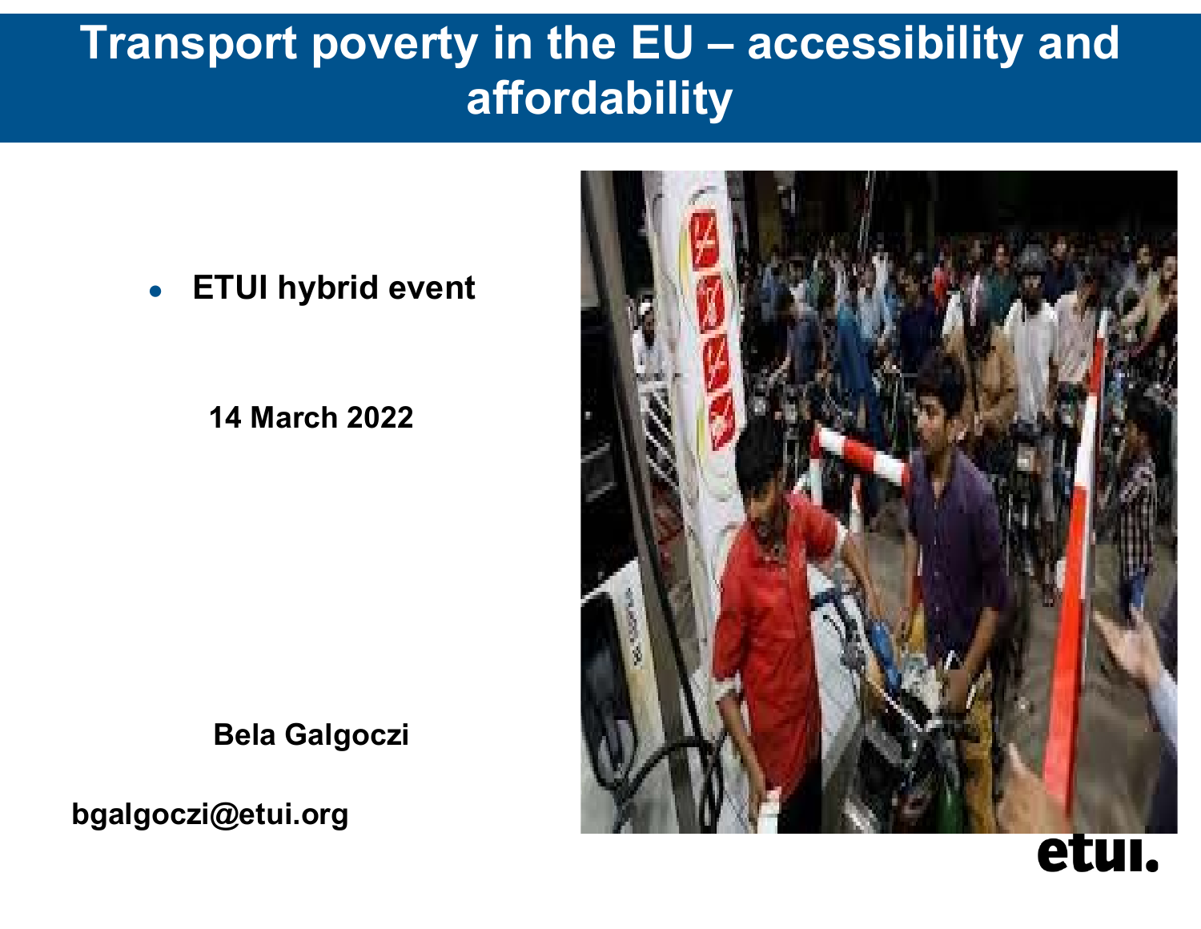# Transport poverty in the EU – accessibility and affordability

- **ETUI hybrid event**

**14 March 2022**

**Bela Galgoczi**

**bgalgoczi@etui.org**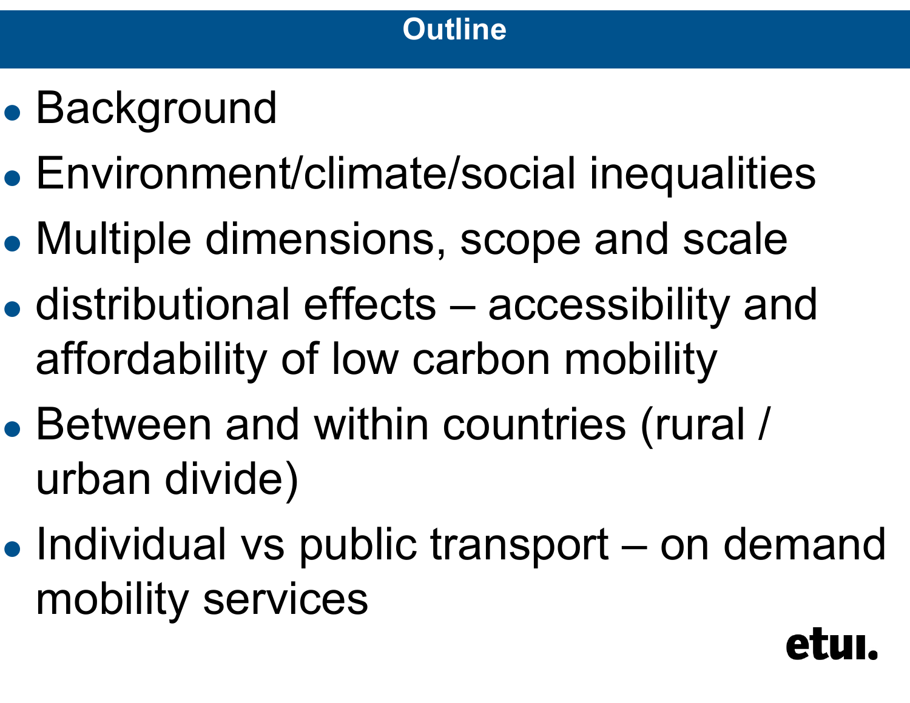# Outline

- Background
- Environment/climate/social inequalities
- Multiple dimensions, scope and scale
- distributional effects – accessibility and affordability of low carbon mobility
- Between and within countries (rural / urban divide)
- Individual vs public transport – on demand mobility services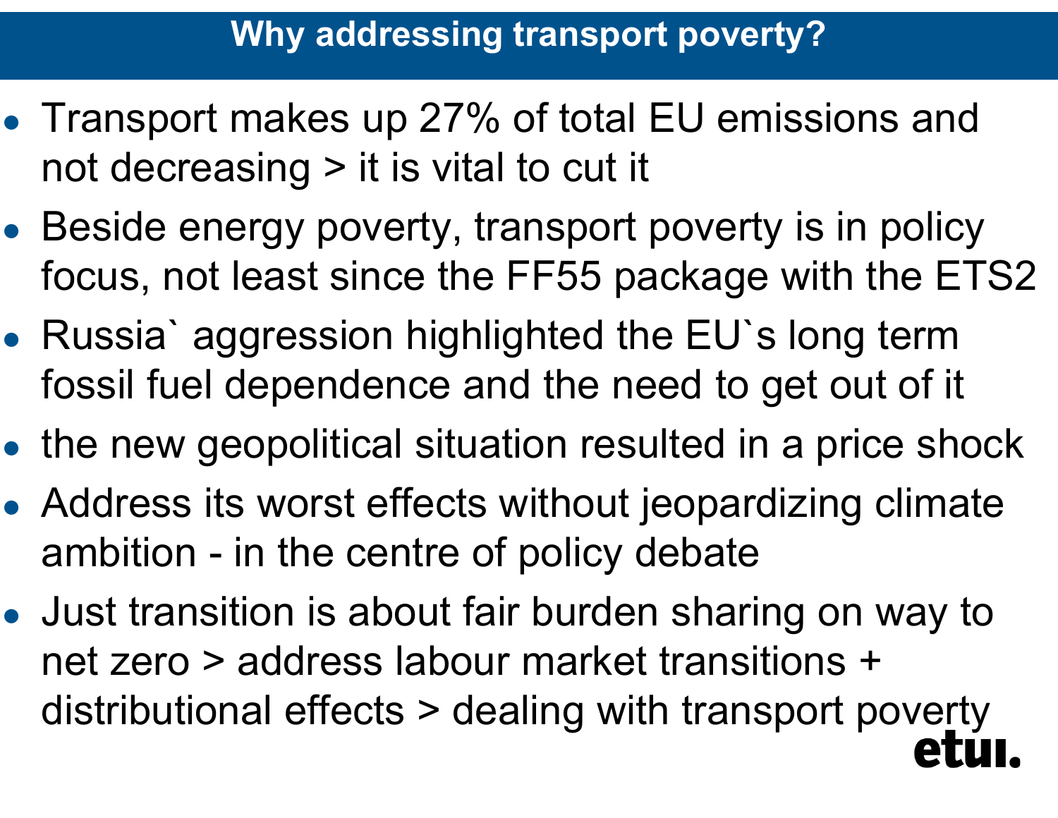## Why addressing transport poverty?

- Transport makes up 27% of total EU emissions and not decreasing > it is vital to cut it
- Beside energy poverty, transport poverty is in policy focus, not least since the FF55 package with the ETS2
- Russia` aggression highlighted the EU`s long term fossil fuel dependence and the need to get out of it
- the new geopolitical situation resulted in a price shock
- Address its worst effects without jeopardizing climate ambition - in the centre of policy debate
- Just transition is about fair burden sharing on way to net zero > address labour market transitions + distributional effects > dealing with transport poverty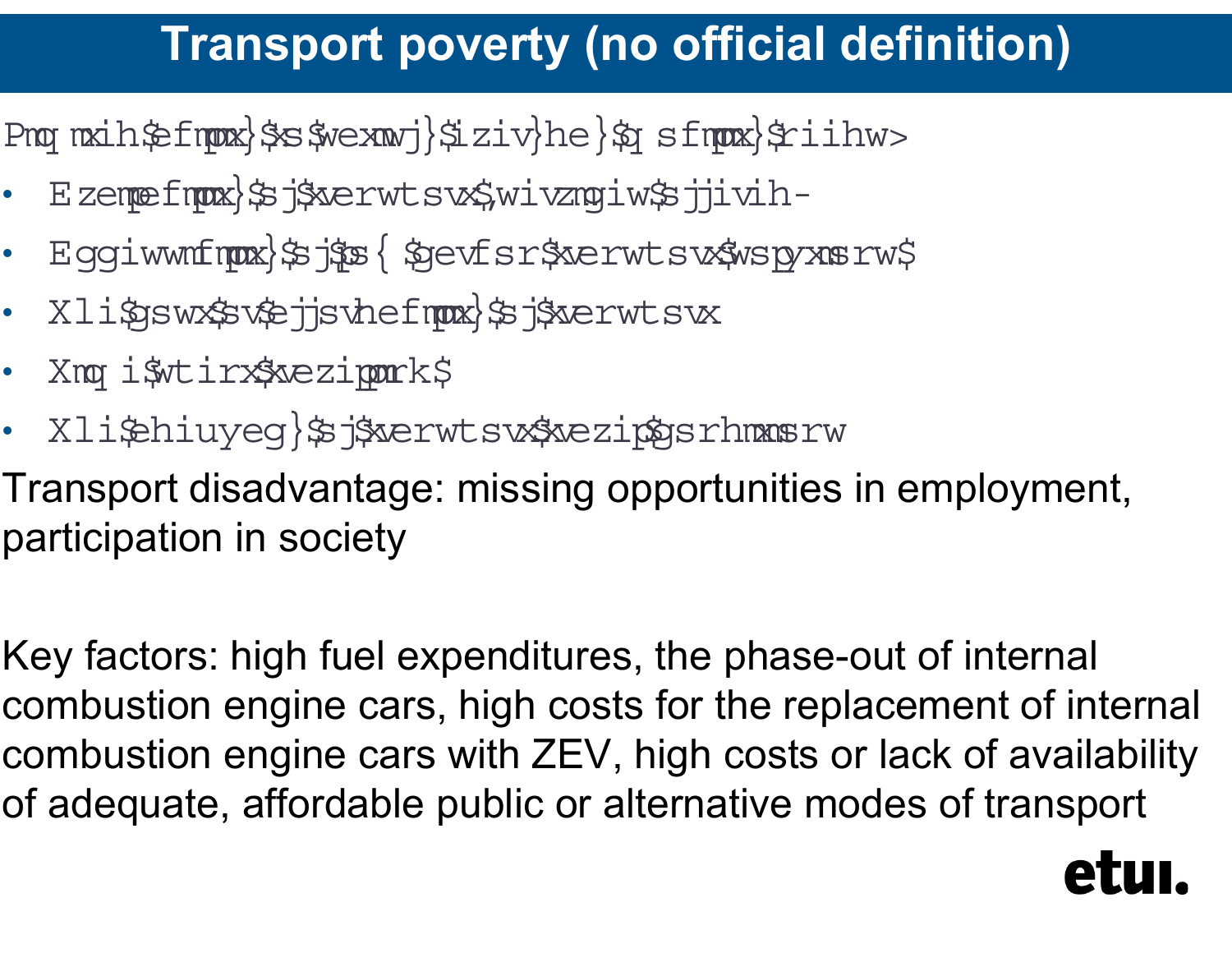# Transport poverty (no official definition)

Limited ability to satisfy everyday mobility needs:

- Availability of transport (services offered)
- Accessibility of low carbon transport solutions
- The cost or affordability of transport
- Time spent travelling
- The adequacy of transport travel conditions

Transport disadvantage: missing opportunities in employment, participation in society

Key factors: high fuel expenditures, the phase-out of internal combustion engine cars, high costs for the replacement of internal combustion engine cars with ZEV, high costs or lack of availability of adequate, affordable public or alternative modes of transport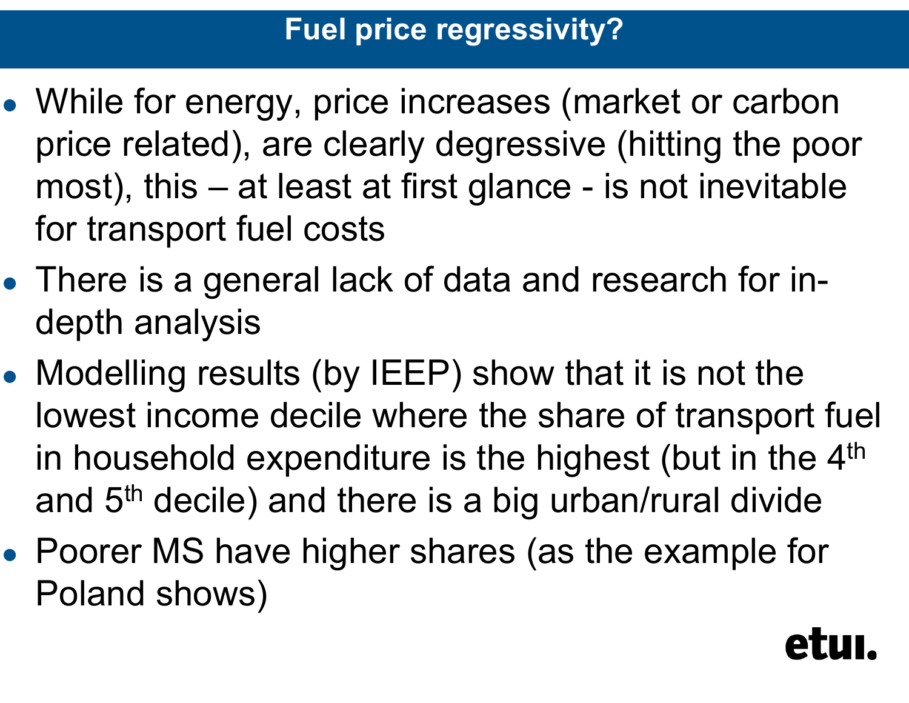# Fuel price regressivity?

- While for energy, price increases (market or carbon price related), are clearly degressive (hitting the poor most), this – at least at first glance - is not inevitable for transport fuel costs
- There is a general lack of data and research for in-depth analysis
- Modelling results (by IEEP) show that it is not the lowest income decile where the share of transport fuel in household expenditure is the highest (but in the 4th and 5th decile) and there is a big urban/rural divide
- Poorer MS have higher shares (as the example for Poland shows)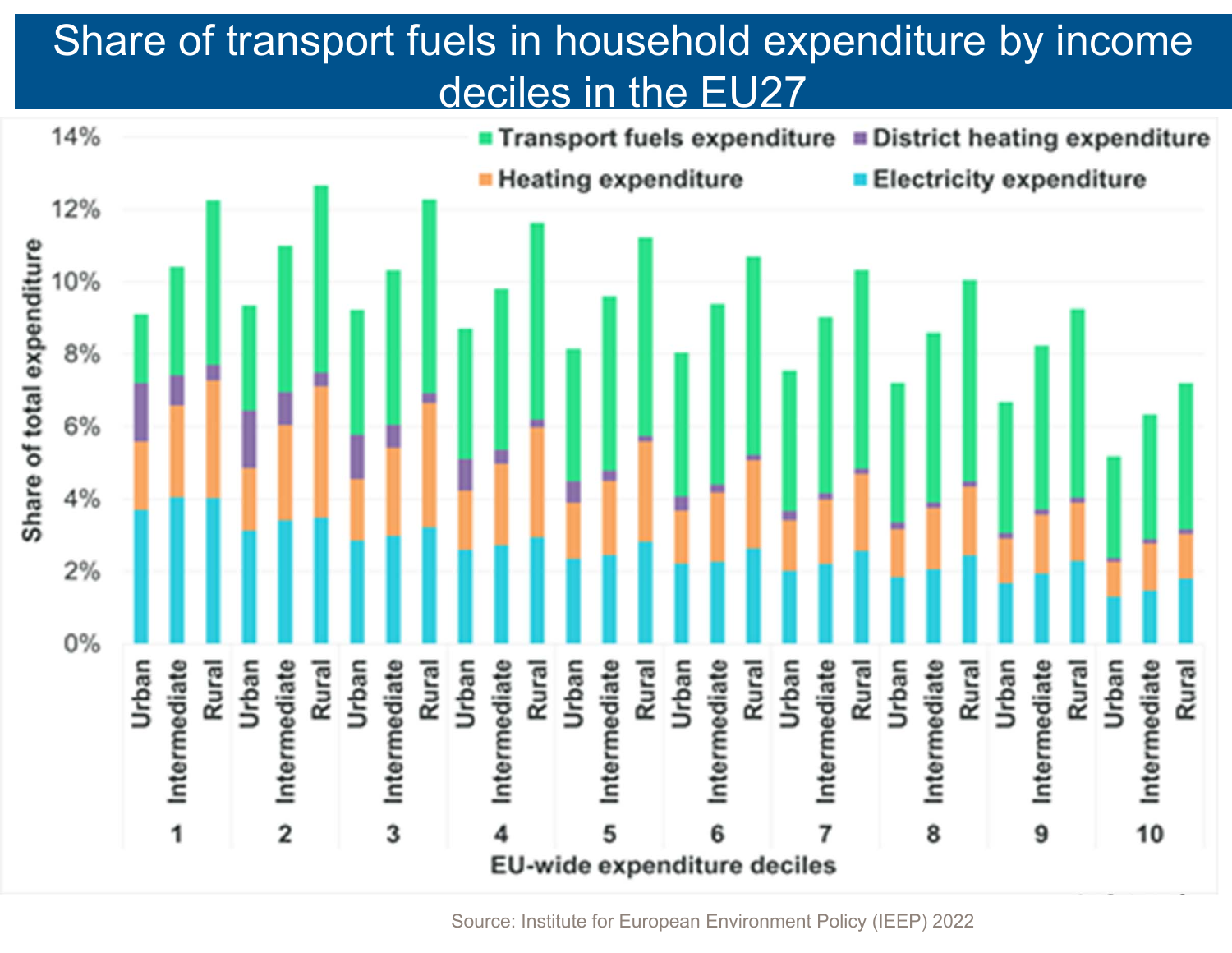# Share of transport fuels in household expenditure by income deciles in the EU27

Source: Institute for European Environment Policy (IEEP) 2022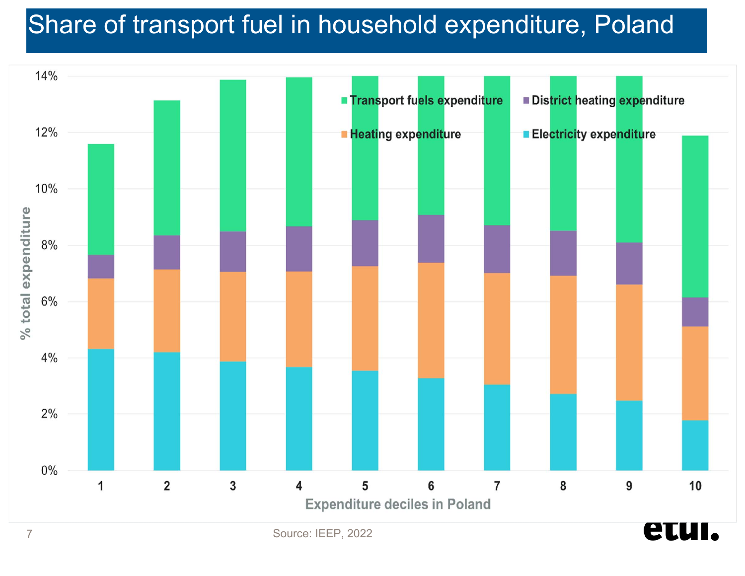# Share of transport fuel in household expenditure, Poland

% total expenditure

Transport fuels expenditure | District heating expenditure | Heating expenditure | Electricity expenditure

Expenditure deciles in Poland

Source: IEEP, 2022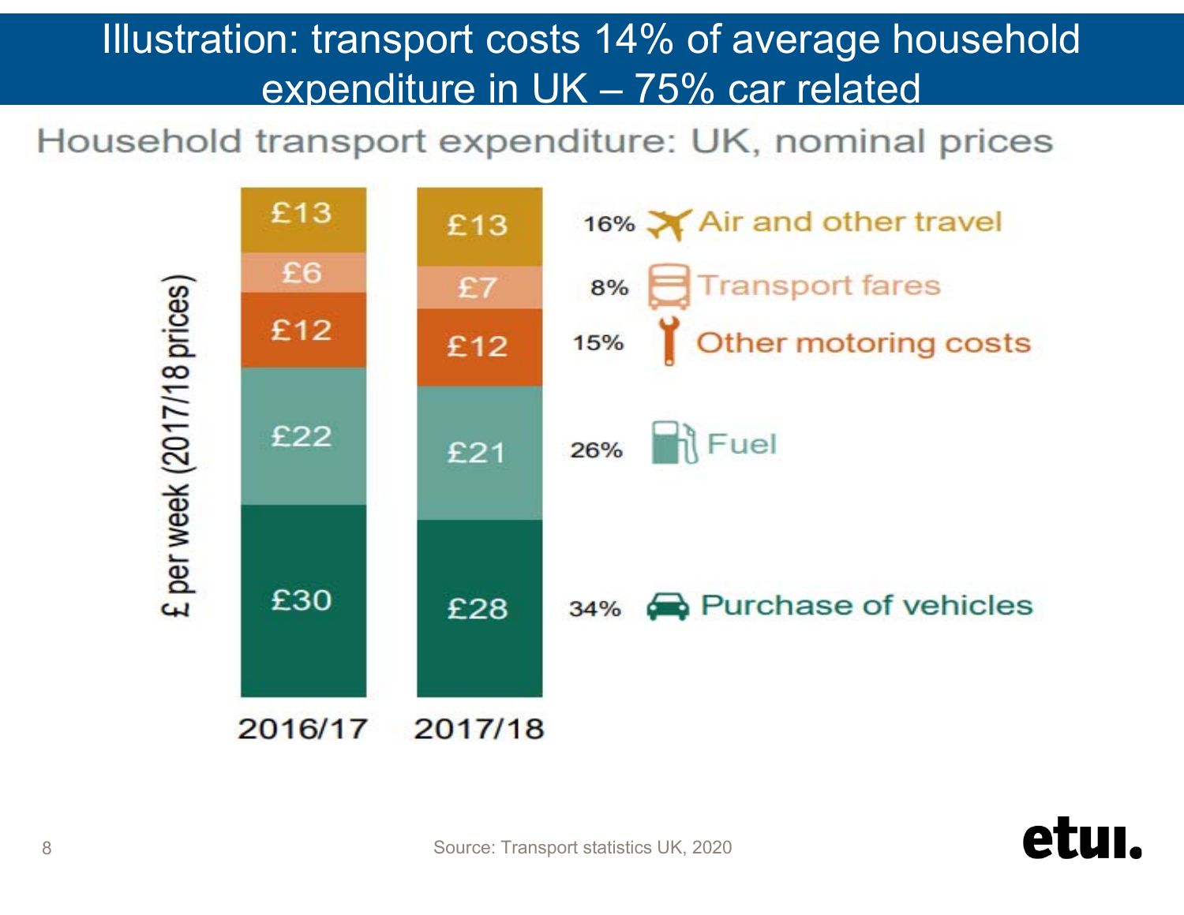# Illustration: transport costs 14% of average household expenditure in UK – 75% car related

## Household transport expenditure: UK, nominal prices

£ per week (2017/18 prices)

| Category | 2016/17 | 2017/18 | Share |
|---|---|---|---|
| Air and other travel | £13 | £13 | 16% |
| Transport fares | £6 | £7 | 8% |
| Other motoring costs | £12 | £12 | 15% |
| Fuel | £22 | £21 | 26% |
| Purchase of vehicles | £30 | £28 | 34% |

Source: Transport statistics UK, 2020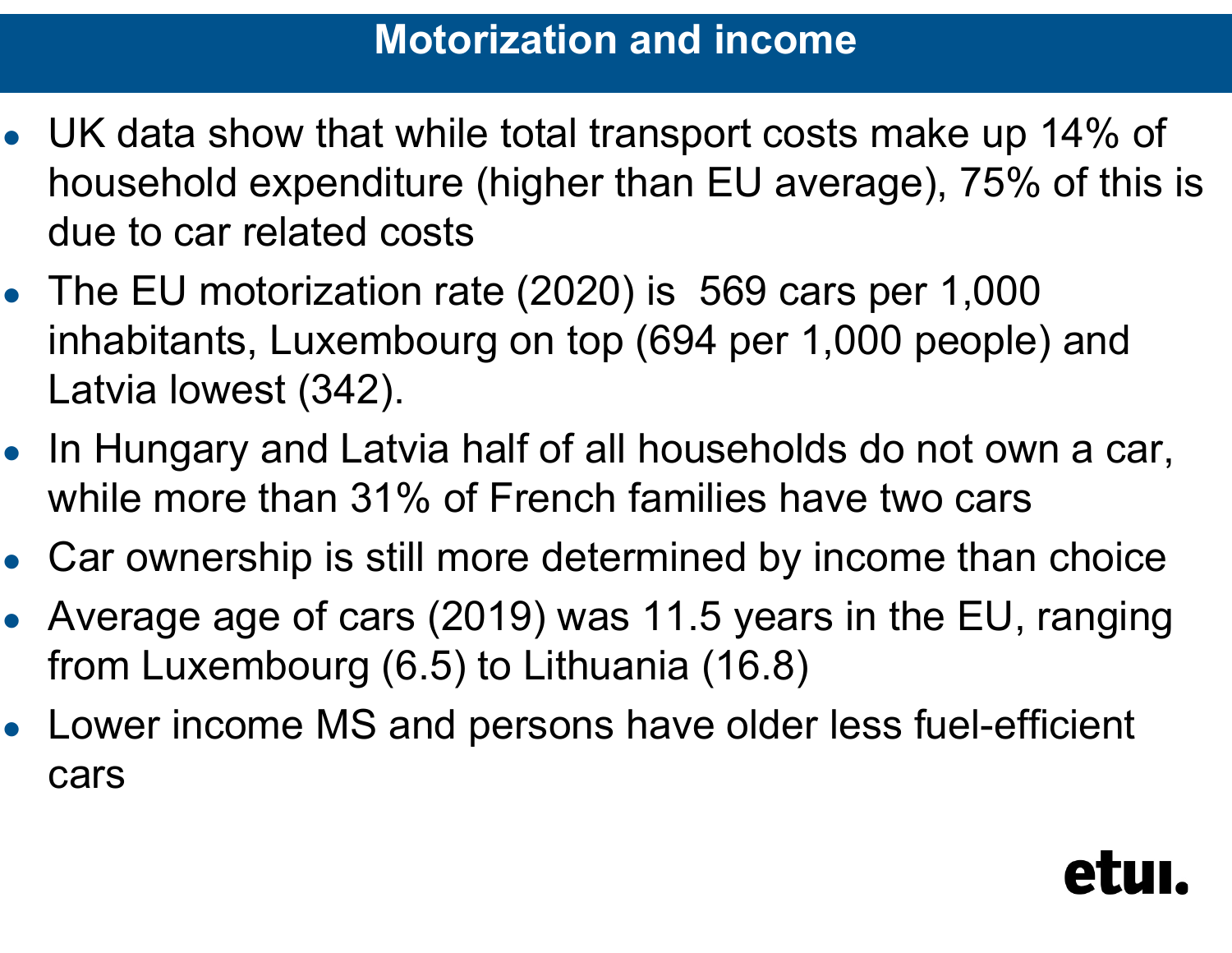# Motorization and income

- UK data show that while total transport costs make up 14% of household expenditure (higher than EU average), 75% of this is due to car related costs
- The EU motorization rate (2020) is 569 cars per 1,000 inhabitants, Luxembourg on top (694 per 1,000 people) and Latvia lowest (342).
- In Hungary and Latvia half of all households do not own a car, while more than 31% of French families have two cars
- Car ownership is still more determined by income than choice
- Average age of cars (2019) was 11.5 years in the EU, ranging from Luxembourg (6.5) to Lithuania (16.8)
- Lower income MS and persons have older less fuel-efficient cars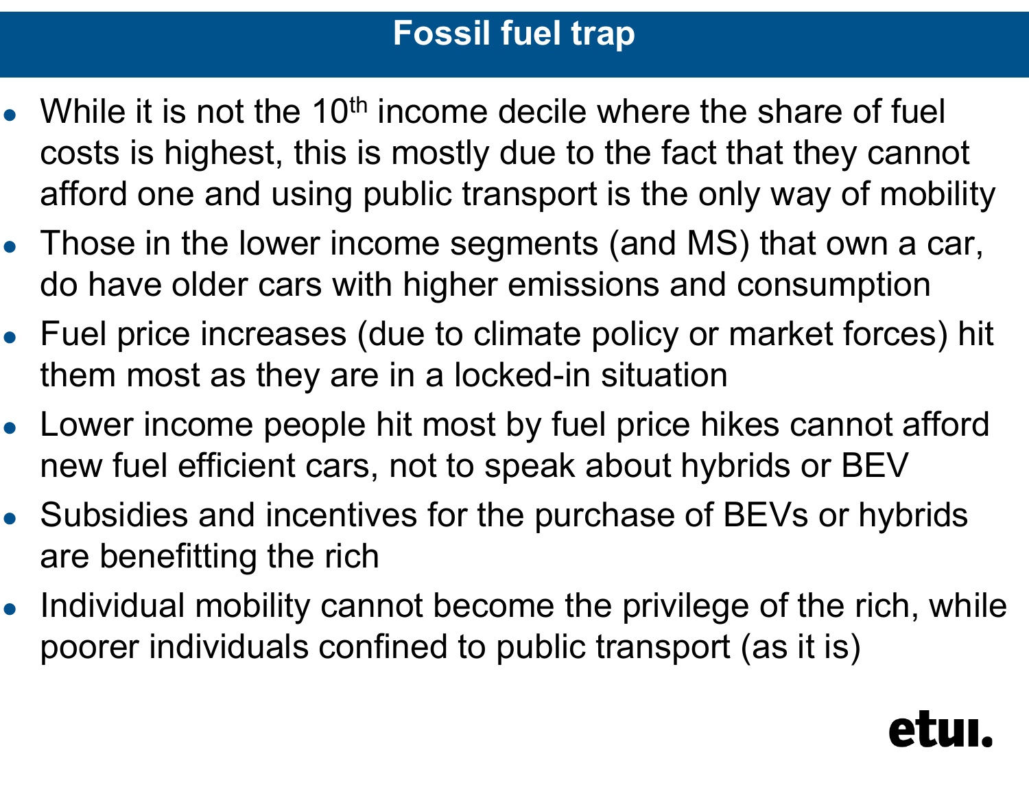# Fossil fuel trap

- While it is not the 10th income decile where the share of fuel costs is highest, this is mostly due to the fact that they cannot afford one and using public transport is the only way of mobility
- Those in the lower income segments (and MS) that own a car, do have older cars with higher emissions and consumption
- Fuel price increases (due to climate policy or market forces) hit them most as they are in a locked-in situation
- Lower income people hit most by fuel price hikes cannot afford new fuel efficient cars, not to speak about hybrids or BEV
- Subsidies and incentives for the purchase of BEVs or hybrids are benefitting the rich
- Individual mobility cannot become the privilege of the rich, while poorer individuals confined to public transport (as it is)

etui.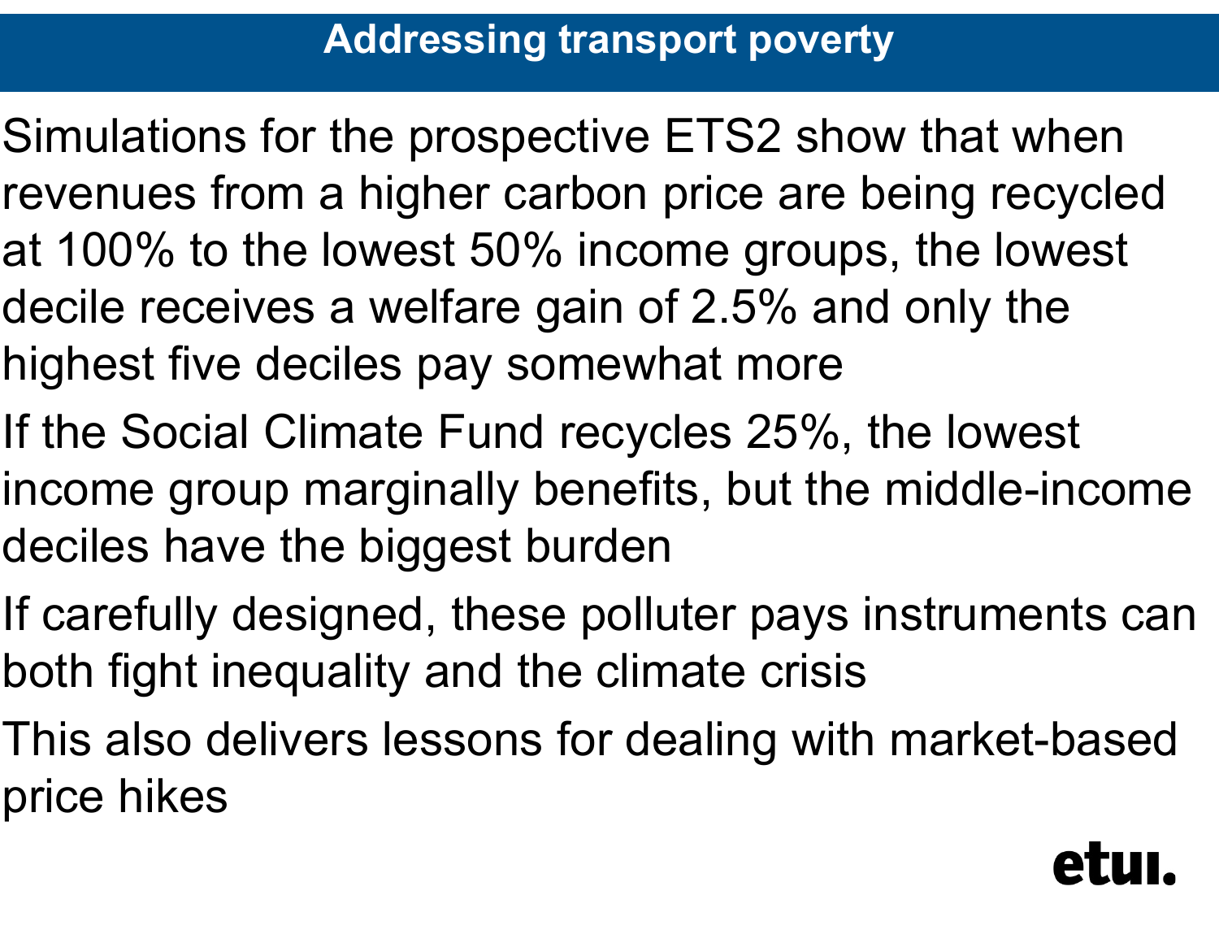# Addressing transport poverty

- Simulations for the prospective ETS2 show that when revenues from a higher carbon price are being recycled at 100% to the lowest 50% income groups, the lowest decile receives a welfare gain of 2.5% and only the highest five deciles pay somewhat more
- If the Social Climate Fund recycles 25%, the lowest income group marginally benefits, but the middle-income deciles have the biggest burden
- If carefully designed, these polluter pays instruments can both fight inequality and the climate crisis
- This also delivers lessons for dealing with market-based price hikes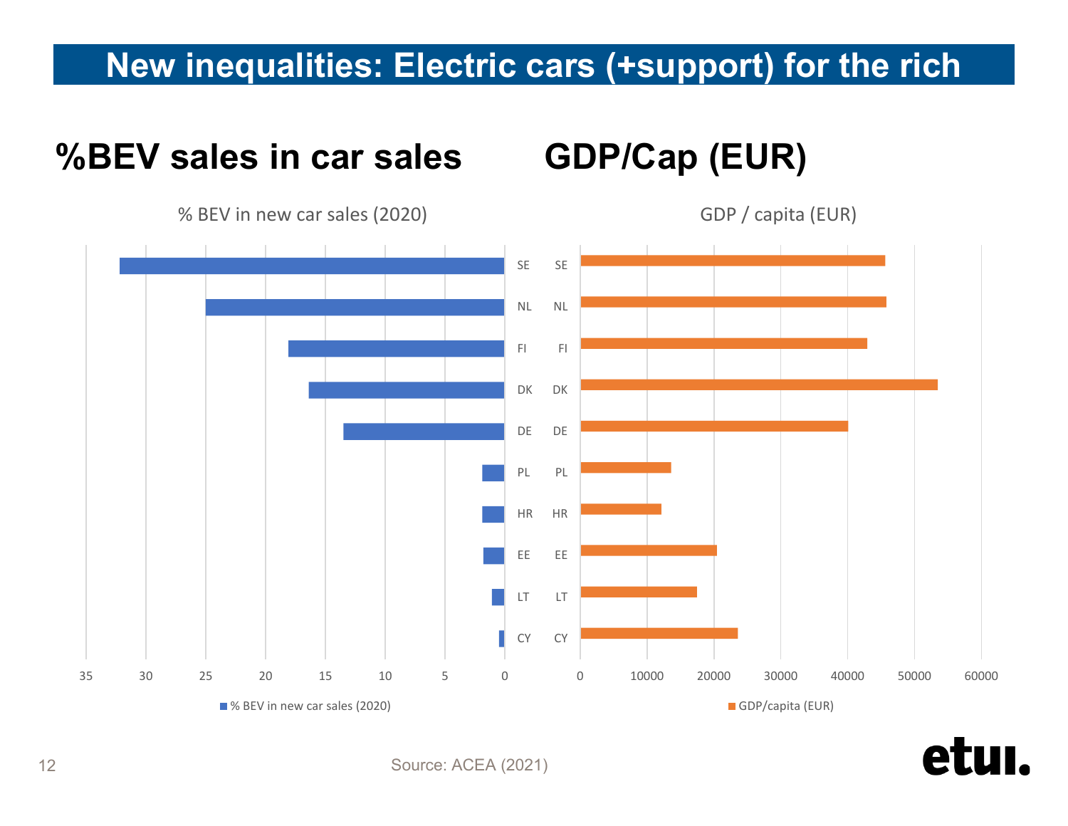# New inequalities: Electric cars (+support) for the rich

## %BEV sales in car sales

% BEV in new car sales (2020)

SE, NL, FI, DK, DE, PL, HR, EE, LT, CY

0, 5, 10, 15, 20, 25, 30, 35

% BEV in new car sales (2020)

## GDP/Cap (EUR)

GDP / capita (EUR)

SE, NL, FI, DK, DE, PL, HR, EE, LT, CY

0, 10000, 20000, 30000, 40000, 50000, 60000

GDP/capita (EUR)

Source: ACEA (2021)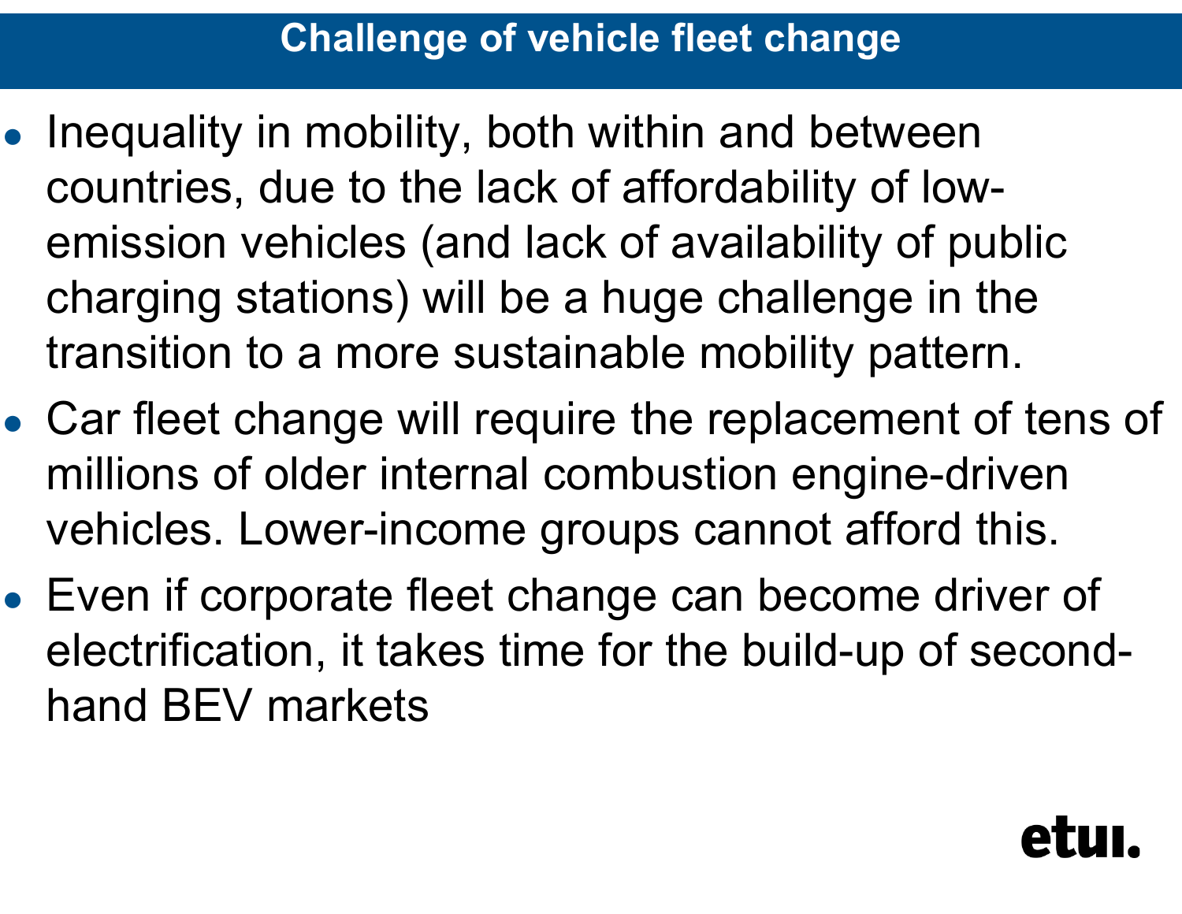## Challenge of vehicle fleet change

- Inequality in mobility, both within and between countries, due to the lack of affordability of low-emission vehicles (and lack of availability of public charging stations) will be a huge challenge in the transition to a more sustainable mobility pattern.
- Car fleet change will require the replacement of tens of millions of older internal combustion engine-driven vehicles. Lower-income groups cannot afford this.
- Even if corporate fleet change can become driver of electrification, it takes time for the build-up of second-hand BEV markets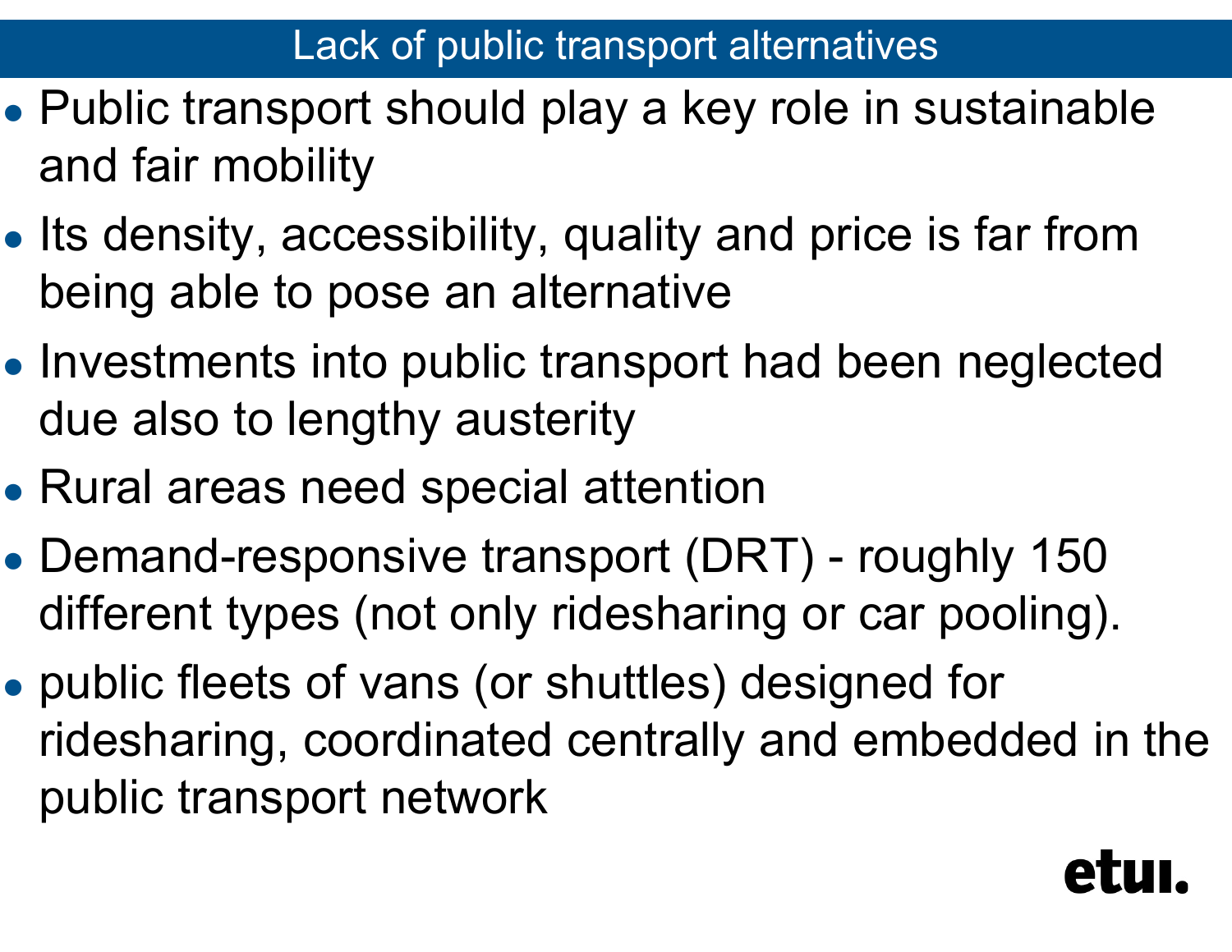## Lack of public transport alternatives

- Public transport should play a key role in sustainable and fair mobility
- Its density, accessibility, quality and price is far from being able to pose an alternative
- Investments into public transport had been neglected due also to lengthy austerity
- Rural areas need special attention
- Demand-responsive transport (DRT) - roughly 150 different types (not only ridesharing or car pooling).
- public fleets of vans (or shuttles) designed for ridesharing, coordinated centrally and embedded in the public transport network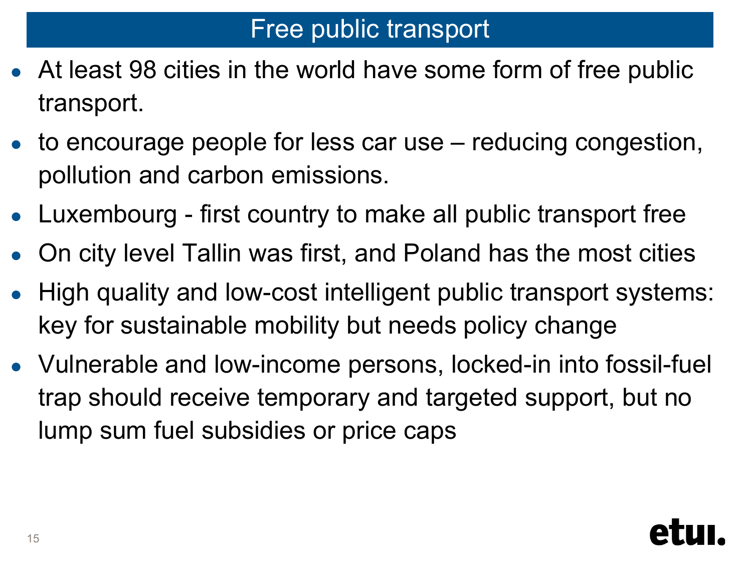# Free public transport

- At least 98 cities in the world have some form of free public transport.
- to encourage people for less car use – reducing congestion, pollution and carbon emissions.
- Luxembourg - first country to make all public transport free
- On city level Tallin was first, and Poland has the most cities
- High quality and low-cost intelligent public transport systems: key for sustainable mobility but needs policy change
- Vulnerable and low-income persons, locked-in into fossil-fuel trap should receive temporary and targeted support, but no lump sum fuel subsidies or price caps